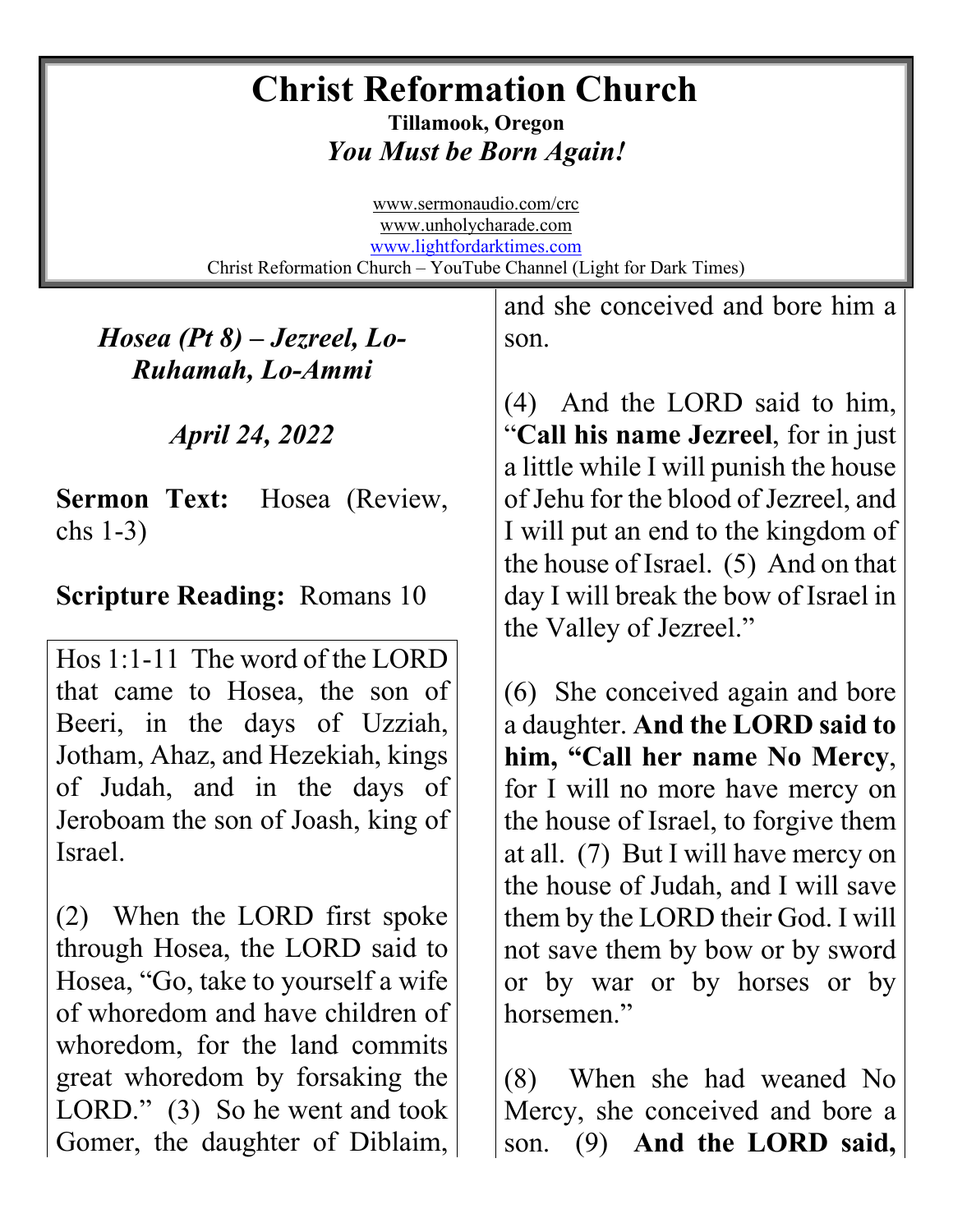# Christ Reformation Church

**Tillamook, Oregon**

***You Must be Born Again!***

www.sermonaudio.com/crc
www.unholycharade.com
www.lightfordarktimes.com
Christ Reformation Church – YouTube Channel (Light for Dark Times)

## *Hosea (Pt 8) – Jezreel, Lo-Ruhamah, Lo-Ammi*

*April 24, 2022*

**Sermon Text:** Hosea (Review, chs 1-3)

**Scripture Reading:** Romans 10

Hos 1:1-11 The word of the LORD that came to Hosea, the son of Beeri, in the days of Uzziah, Jotham, Ahaz, and Hezekiah, kings of Judah, and in the days of Jeroboam the son of Joash, king of Israel.

(2) When the LORD first spoke through Hosea, the LORD said to Hosea, "Go, take to yourself a wife of whoredom and have children of whoredom, for the land commits great whoredom by forsaking the LORD." (3) So he went and took Gomer, the daughter of Diblaim, and she conceived and bore him a son.

(4) And the LORD said to him, "**Call his name Jezreel**, for in just a little while I will punish the house of Jehu for the blood of Jezreel, and I will put an end to the kingdom of the house of Israel. (5) And on that day I will break the bow of Israel in the Valley of Jezreel."

(6) She conceived again and bore a daughter. **And the LORD said to him, "Call her name No Mercy**, for I will no more have mercy on the house of Israel, to forgive them at all. (7) But I will have mercy on the house of Judah, and I will save them by the LORD their God. I will not save them by bow or by sword or by war or by horses or by horsemen."

(8) When she had weaned No Mercy, she conceived and bore a son. (9) **And the LORD said,**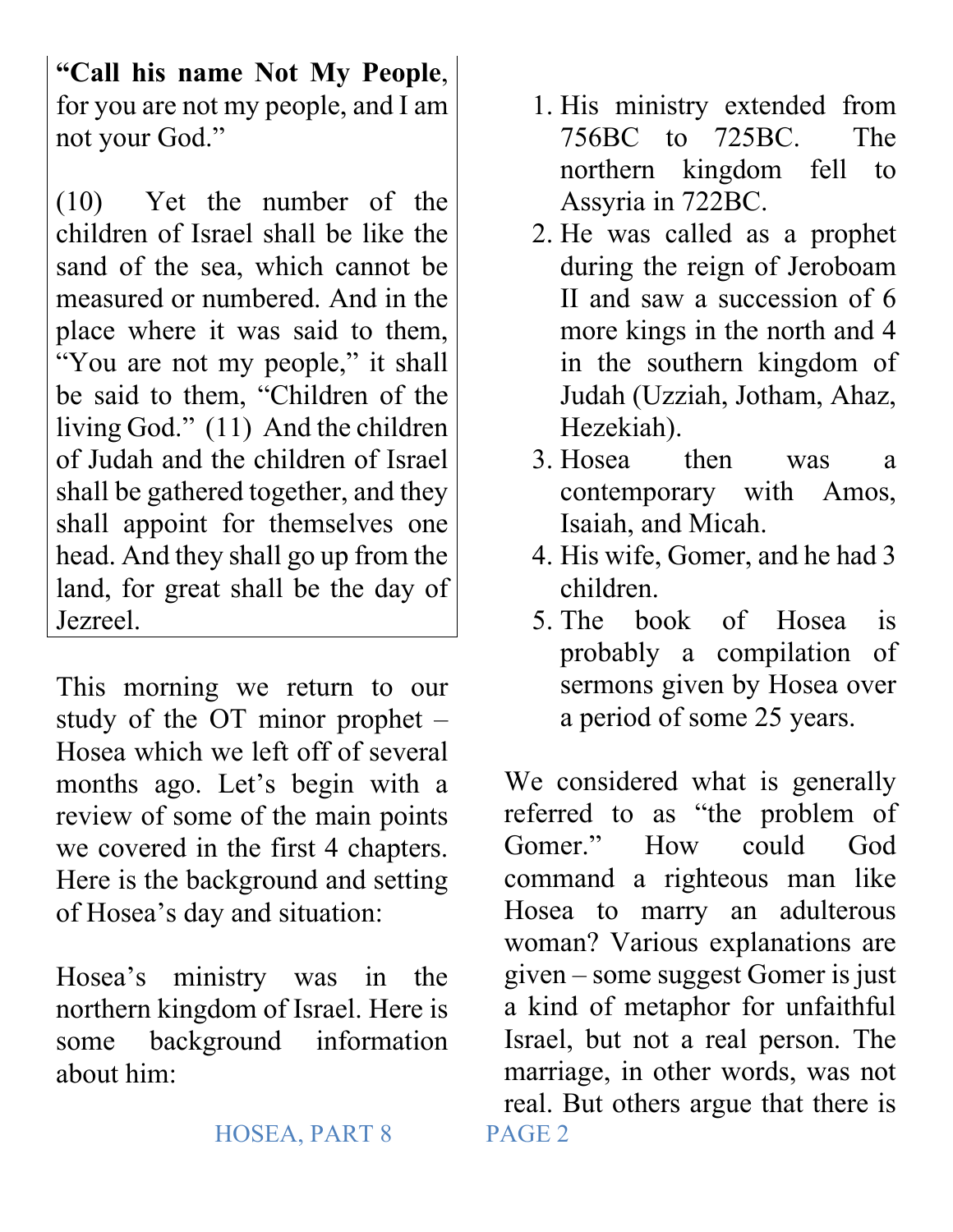**"Call his name Not My People**, for you are not my people, and I am not your God."

(10) Yet the number of the children of Israel shall be like the sand of the sea, which cannot be measured or numbered. And in the place where it was said to them, "You are not my people," it shall be said to them, "Children of the living God." (11) And the children of Judah and the children of Israel shall be gathered together, and they shall appoint for themselves one head. And they shall go up from the land, for great shall be the day of Jezreel.

This morning we return to our study of the OT minor prophet – Hosea which we left off of several months ago. Let's begin with a review of some of the main points we covered in the first 4 chapters. Here is the background and setting of Hosea's day and situation:

Hosea's ministry was in the northern kingdom of Israel. Here is some background information about him:

1. His ministry extended from 756BC to 725BC. The northern kingdom fell to Assyria in 722BC.
2. He was called as a prophet during the reign of Jeroboam II and saw a succession of 6 more kings in the north and 4 in the southern kingdom of Judah (Uzziah, Jotham, Ahaz, Hezekiah).
3. Hosea then was a contemporary with Amos, Isaiah, and Micah.
4. His wife, Gomer, and he had 3 children.
5. The book of Hosea is probably a compilation of sermons given by Hosea over a period of some 25 years.

We considered what is generally referred to as "the problem of Gomer." How could God command a righteous man like Hosea to marry an adulterous woman? Various explanations are given – some suggest Gomer is just a kind of metaphor for unfaithful Israel, but not a real person. The marriage, in other words, was not real. But others argue that there is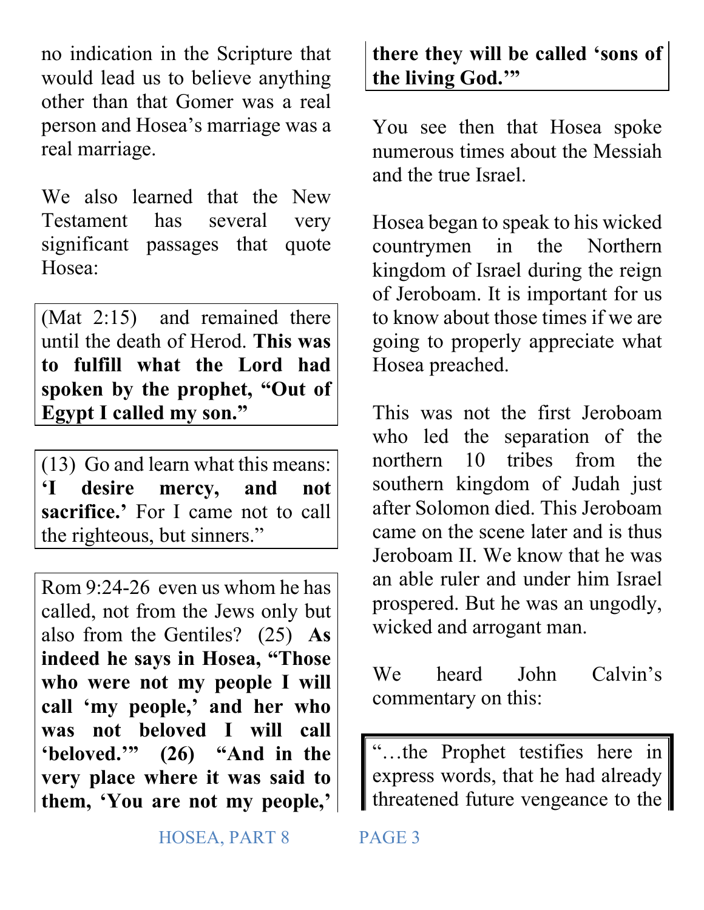no indication in the Scripture that would lead us to believe anything other than that Gomer was a real person and Hosea's marriage was a real marriage.

We also learned that the New Testament has several very significant passages that quote Hosea:

> (Mat 2:15) and remained there until the death of Herod. **This was to fulfill what the Lord had spoken by the prophet, "Out of Egypt I called my son."**

> (13) Go and learn what this means: **'I desire mercy, and not sacrifice.'** For I came not to call the righteous, but sinners."

> Rom 9:24-26 even us whom he has called, not from the Jews only but also from the Gentiles? (25) **As indeed he says in Hosea, "Those who were not my people I will call 'my people,' and her who was not beloved I will call 'beloved.'" (26) "And in the very place where it was said to them, 'You are not my people,' there they will be called 'sons of the living God.'"**

You see then that Hosea spoke numerous times about the Messiah and the true Israel.

Hosea began to speak to his wicked countrymen in the Northern kingdom of Israel during the reign of Jeroboam. It is important for us to know about those times if we are going to properly appreciate what Hosea preached.

This was not the first Jeroboam who led the separation of the northern 10 tribes from the southern kingdom of Judah just after Solomon died. This Jeroboam came on the scene later and is thus Jeroboam II. We know that he was an able ruler and under him Israel prospered. But he was an ungodly, wicked and arrogant man.

We heard John Calvin's commentary on this:

> "…the Prophet testifies here in express words, that he had already threatened future vengeance to the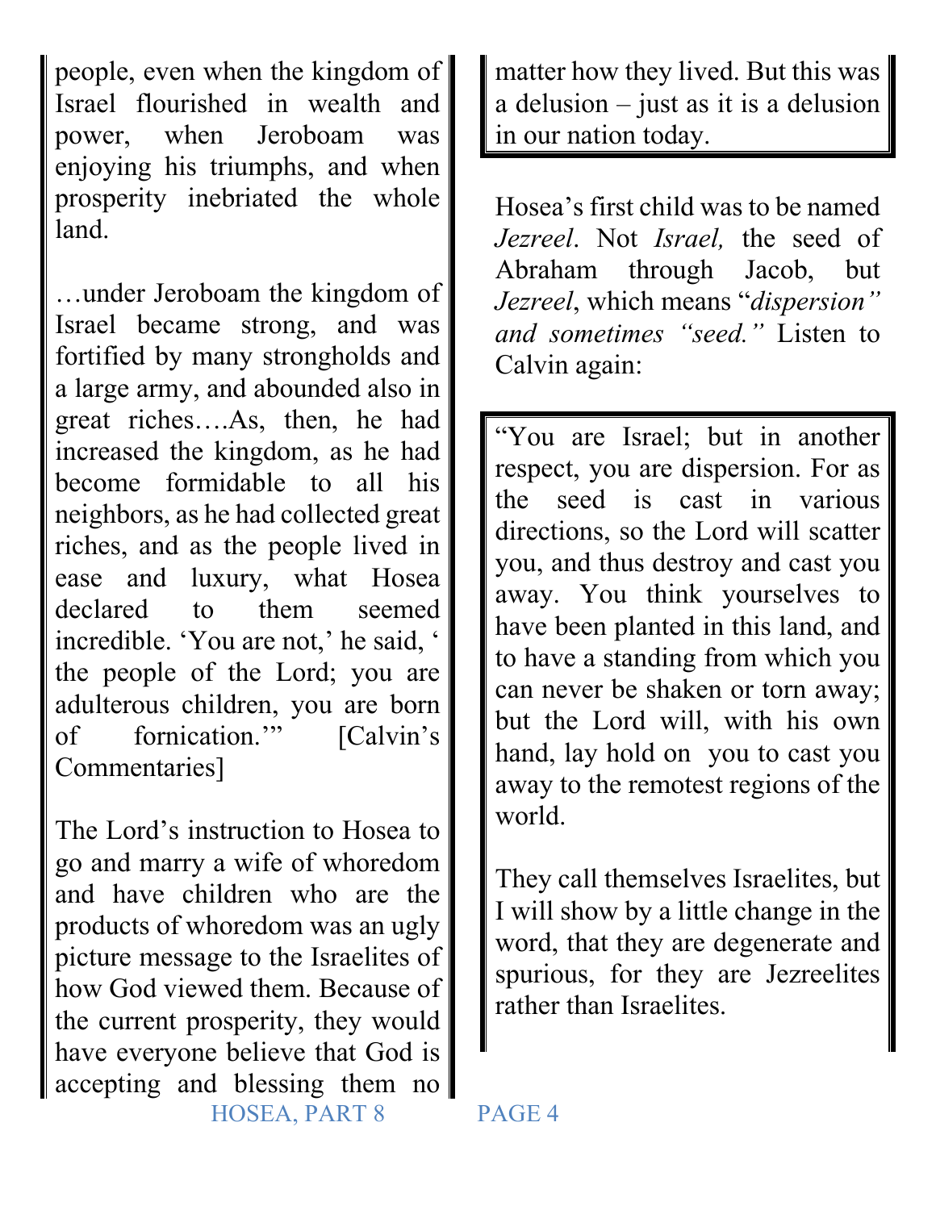people, even when the kingdom of Israel flourished in wealth and power, when Jeroboam was enjoying his triumphs, and when prosperity inebriated the whole land.

…under Jeroboam the kingdom of Israel became strong, and was fortified by many strongholds and a large army, and abounded also in great riches….As, then, he had increased the kingdom, as he had become formidable to all his neighbors, as he had collected great riches, and as the people lived in ease and luxury, what Hosea declared to them seemed incredible. 'You are not,' he said, ' the people of the Lord; you are adulterous children, you are born of fornication.'" [Calvin's Commentaries]

The Lord's instruction to Hosea to go and marry a wife of whoredom and have children who are the products of whoredom was an ugly picture message to the Israelites of how God viewed them. Because of the current prosperity, they would have everyone believe that God is accepting and blessing them no matter how they lived. But this was a delusion – just as it is a delusion in our nation today.

Hosea's first child was to be named *Jezreel*. Not *Israel,* the seed of Abraham through Jacob, but *Jezreel*, which means "*dispersion" and sometimes "seed."* Listen to Calvin again:

"You are Israel; but in another respect, you are dispersion. For as the seed is cast in various directions, so the Lord will scatter you, and thus destroy and cast you away. You think yourselves to have been planted in this land, and to have a standing from which you can never be shaken or torn away; but the Lord will, with his own hand, lay hold on you to cast you away to the remotest regions of the world.

They call themselves Israelites, but I will show by a little change in the word, that they are degenerate and spurious, for they are Jezreelites rather than Israelites.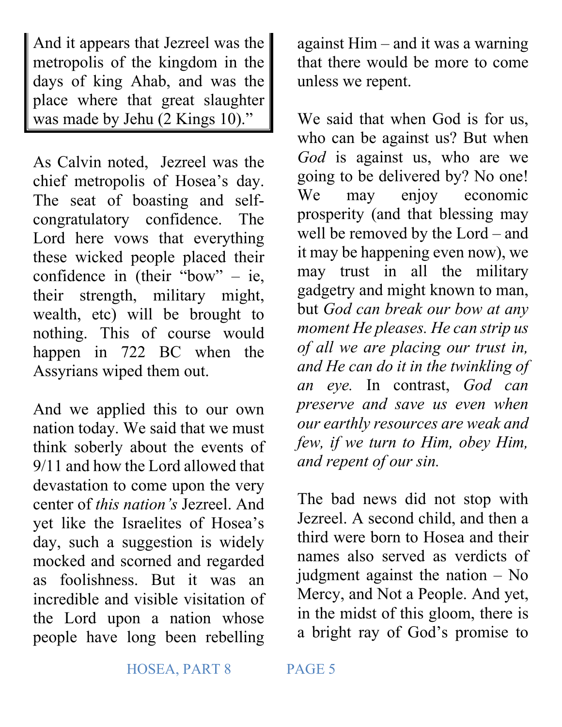> And it appears that Jezreel was the metropolis of the kingdom in the days of king Ahab, and was the place where that great slaughter was made by Jehu (2 Kings 10)."

As Calvin noted, Jezreel was the chief metropolis of Hosea's day. The seat of boasting and self-congratulatory confidence. The Lord here vows that everything these wicked people placed their confidence in (their "bow" – ie, their strength, military might, wealth, etc) will be brought to nothing. This of course would happen in 722 BC when the Assyrians wiped them out.

And we applied this to our own nation today. We said that we must think soberly about the events of 9/11 and how the Lord allowed that devastation to come upon the very center of *this nation's* Jezreel. And yet like the Israelites of Hosea's day, such a suggestion is widely mocked and scorned and regarded as foolishness. But it was an incredible and visible visitation of the Lord upon a nation whose people have long been rebelling against Him – and it was a warning that there would be more to come unless we repent.

We said that when God is for us, who can be against us? But when *God* is against us, who are we going to be delivered by? No one! We may enjoy economic prosperity (and that blessing may well be removed by the Lord – and it may be happening even now), we may trust in all the military gadgetry and might known to man, but *God can break our bow at any moment He pleases. He can strip us of all we are placing our trust in, and He can do it in the twinkling of an eye.* In contrast, *God can preserve and save us even when our earthly resources are weak and few, if we turn to Him, obey Him, and repent of our sin.*

The bad news did not stop with Jezreel. A second child, and then a third were born to Hosea and their names also served as verdicts of judgment against the nation – No Mercy, and Not a People. And yet, in the midst of this gloom, there is a bright ray of God's promise to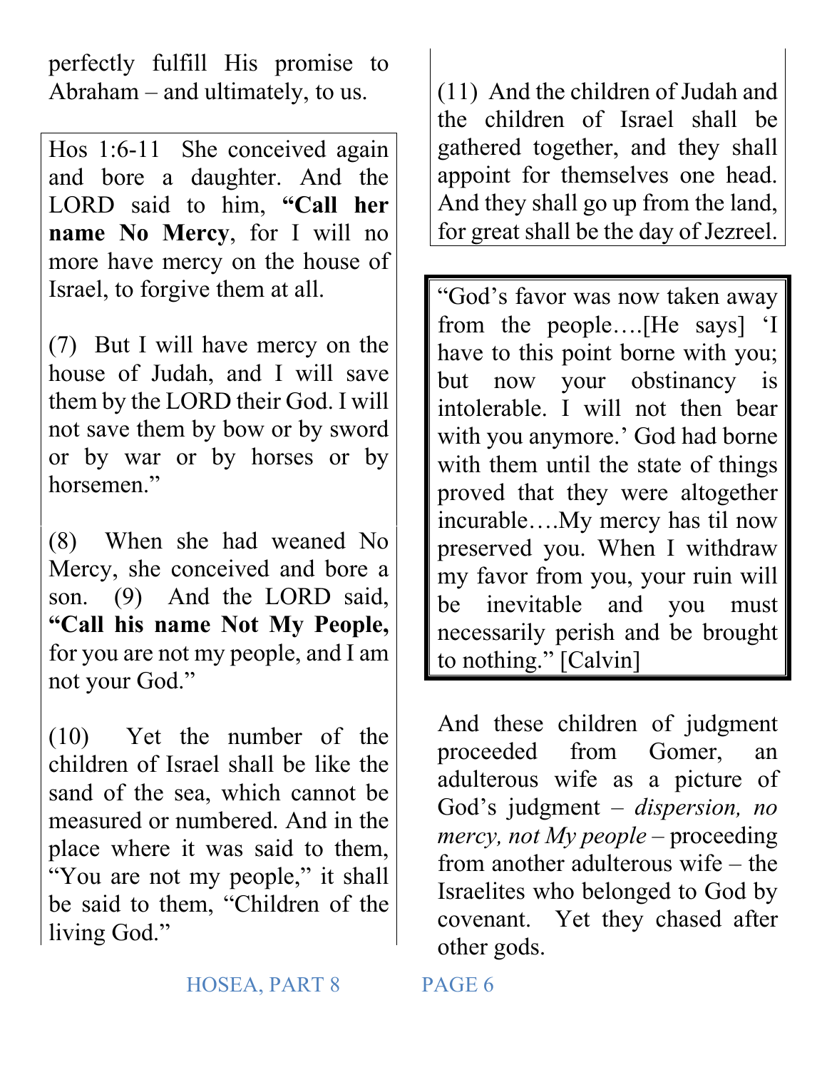perfectly fulfill His promise to Abraham – and ultimately, to us.

> Hos 1:6-11 She conceived again and bore a daughter. And the LORD said to him, **"Call her name No Mercy**, for I will no more have mercy on the house of Israel, to forgive them at all.
>
> (7) But I will have mercy on the house of Judah, and I will save them by the LORD their God. I will not save them by bow or by sword or by war or by horses or by horsemen."
>
> (8) When she had weaned No Mercy, she conceived and bore a son. (9) And the LORD said, **"Call his name Not My People,** for you are not my people, and I am not your God."
>
> (10) Yet the number of the children of Israel shall be like the sand of the sea, which cannot be measured or numbered. And in the place where it was said to them, "You are not my people," it shall be said to them, "Children of the living God."
>
> (11) And the children of Judah and the children of Israel shall be gathered together, and they shall appoint for themselves one head. And they shall go up from the land, for great shall be the day of Jezreel.

> "God's favor was now taken away from the people….[He says] 'I have to this point borne with you; but now your obstinancy is intolerable. I will not then bear with you anymore.' God had borne with them until the state of things proved that they were altogether incurable….My mercy has til now preserved you. When I withdraw my favor from you, your ruin will be inevitable and you must necessarily perish and be brought to nothing." [Calvin]

And these children of judgment proceeded from Gomer, an adulterous wife as a picture of God's judgment – *dispersion, no mercy, not My people* – proceeding from another adulterous wife – the Israelites who belonged to God by covenant. Yet they chased after other gods.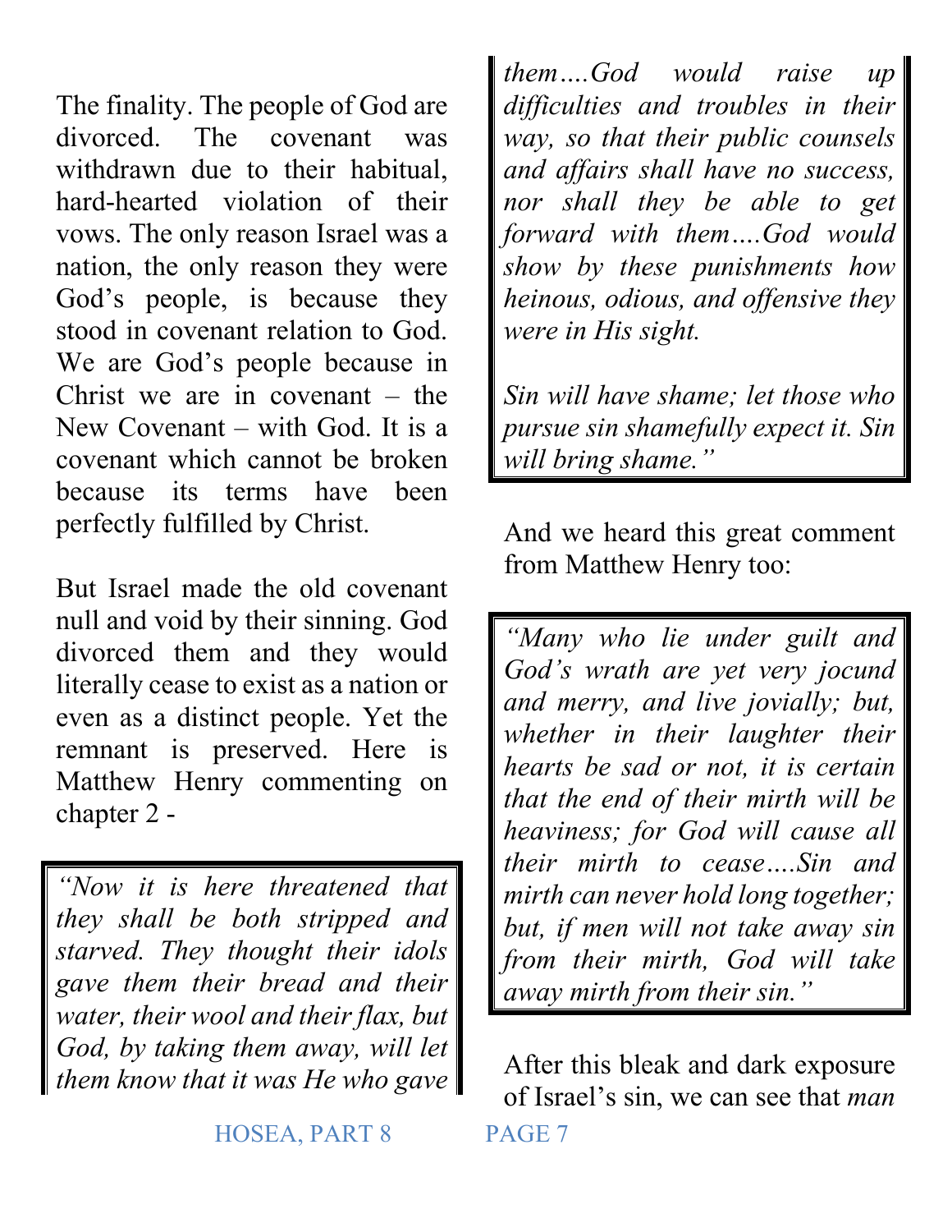The finality. The people of God are divorced. The covenant was withdrawn due to their habitual, hard-hearted violation of their vows. The only reason Israel was a nation, the only reason they were God's people, is because they stood in covenant relation to God. We are God's people because in Christ we are in covenant – the New Covenant – with God. It is a covenant which cannot be broken because its terms have been perfectly fulfilled by Christ.

But Israel made the old covenant null and void by their sinning. God divorced them and they would literally cease to exist as a nation or even as a distinct people. Yet the remnant is preserved. Here is Matthew Henry commenting on chapter 2 -

> *"Now it is here threatened that they shall be both stripped and starved. They thought their idols gave them their bread and their water, their wool and their flax, but God, by taking them away, will let them know that it was He who gave them….God would raise up difficulties and troubles in their way, so that their public counsels and affairs shall have no success, nor shall they be able to get forward with them….God would show by these punishments how heinous, odious, and offensive they were in His sight.*
>
> *Sin will have shame; let those who pursue sin shamefully expect it. Sin will bring shame."*

And we heard this great comment from Matthew Henry too:

> *"Many who lie under guilt and God's wrath are yet very jocund and merry, and live jovially; but, whether in their laughter their hearts be sad or not, it is certain that the end of their mirth will be heaviness; for God will cause all their mirth to cease….Sin and mirth can never hold long together; but, if men will not take away sin from their mirth, God will take away mirth from their sin."*

After this bleak and dark exposure of Israel's sin, we can see that *man*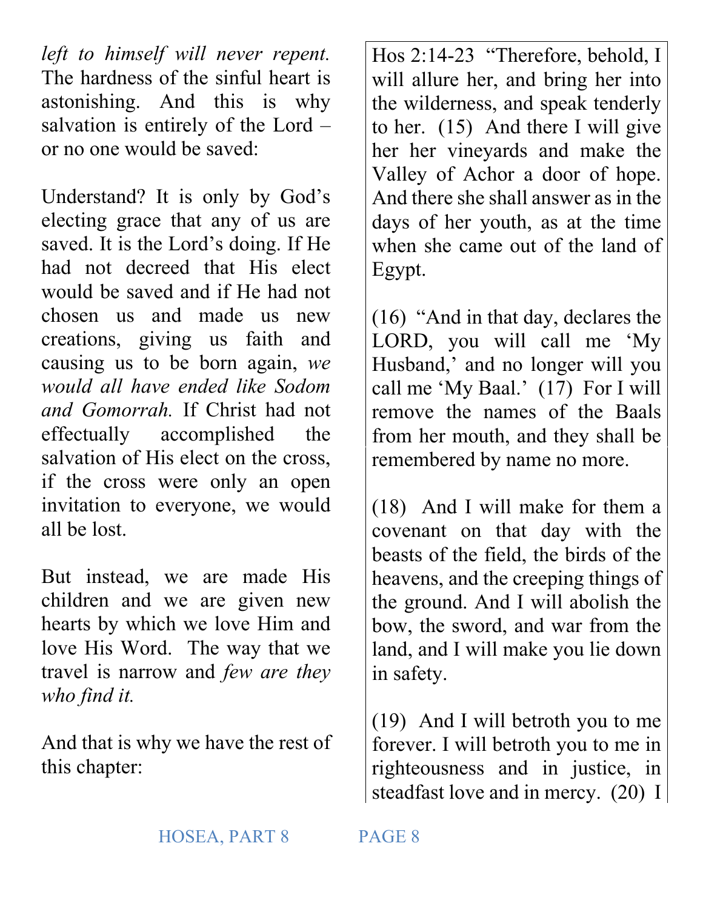*left to himself will never repent.* The hardness of the sinful heart is astonishing. And this is why salvation is entirely of the Lord – or no one would be saved:

Understand? It is only by God's electing grace that any of us are saved. It is the Lord's doing. If He had not decreed that His elect would be saved and if He had not chosen us and made us new creations, giving us faith and causing us to be born again, *we would all have ended like Sodom and Gomorrah.* If Christ had not effectually accomplished the salvation of His elect on the cross, if the cross were only an open invitation to everyone, we would all be lost.

But instead, we are made His children and we are given new hearts by which we love Him and love His Word. The way that we travel is narrow and *few are they who find it.*

And that is why we have the rest of this chapter:

> Hos 2:14-23 "Therefore, behold, I will allure her, and bring her into the wilderness, and speak tenderly to her. (15) And there I will give her her vineyards and make the Valley of Achor a door of hope. And there she shall answer as in the days of her youth, as at the time when she came out of the land of Egypt.
>
> (16) "And in that day, declares the LORD, you will call me 'My Husband,' and no longer will you call me 'My Baal.' (17) For I will remove the names of the Baals from her mouth, and they shall be remembered by name no more.
>
> (18) And I will make for them a covenant on that day with the beasts of the field, the birds of the heavens, and the creeping things of the ground. And I will abolish the bow, the sword, and war from the land, and I will make you lie down in safety.
>
> (19) And I will betroth you to me forever. I will betroth you to me in righteousness and in justice, in steadfast love and in mercy. (20) I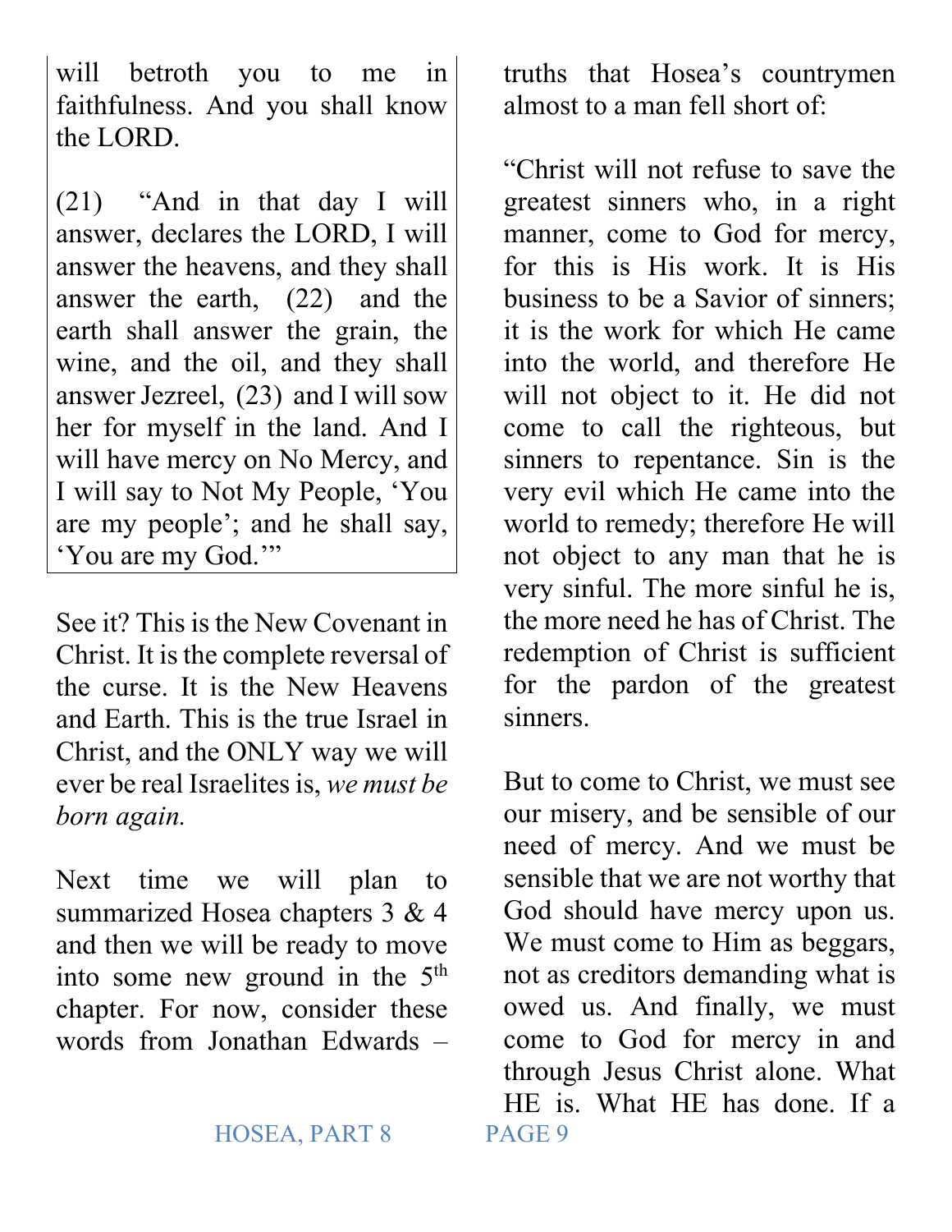will betroth you to me in faithfulness. And you shall know the LORD.

(21) "And in that day I will answer, declares the LORD, I will answer the heavens, and they shall answer the earth, (22) and the earth shall answer the grain, the wine, and the oil, and they shall answer Jezreel, (23) and I will sow her for myself in the land. And I will have mercy on No Mercy, and I will say to Not My People, 'You are my people'; and he shall say, 'You are my God.'"

See it? This is the New Covenant in Christ. It is the complete reversal of the curse. It is the New Heavens and Earth. This is the true Israel in Christ, and the ONLY way we will ever be real Israelites is, *we must be born again.*

Next time we will plan to summarized Hosea chapters 3 & 4 and then we will be ready to move into some new ground in the 5th chapter. For now, consider these words from Jonathan Edwards – truths that Hosea's countrymen almost to a man fell short of:

"Christ will not refuse to save the greatest sinners who, in a right manner, come to God for mercy, for this is His work. It is His business to be a Savior of sinners; it is the work for which He came into the world, and therefore He will not object to it. He did not come to call the righteous, but sinners to repentance. Sin is the very evil which He came into the world to remedy; therefore He will not object to any man that he is very sinful. The more sinful he is, the more need he has of Christ. The redemption of Christ is sufficient for the pardon of the greatest sinners.

But to come to Christ, we must see our misery, and be sensible of our need of mercy. And we must be sensible that we are not worthy that God should have mercy upon us. We must come to Him as beggars, not as creditors demanding what is owed us. And finally, we must come to God for mercy in and through Jesus Christ alone. What HE is. What HE has done. If a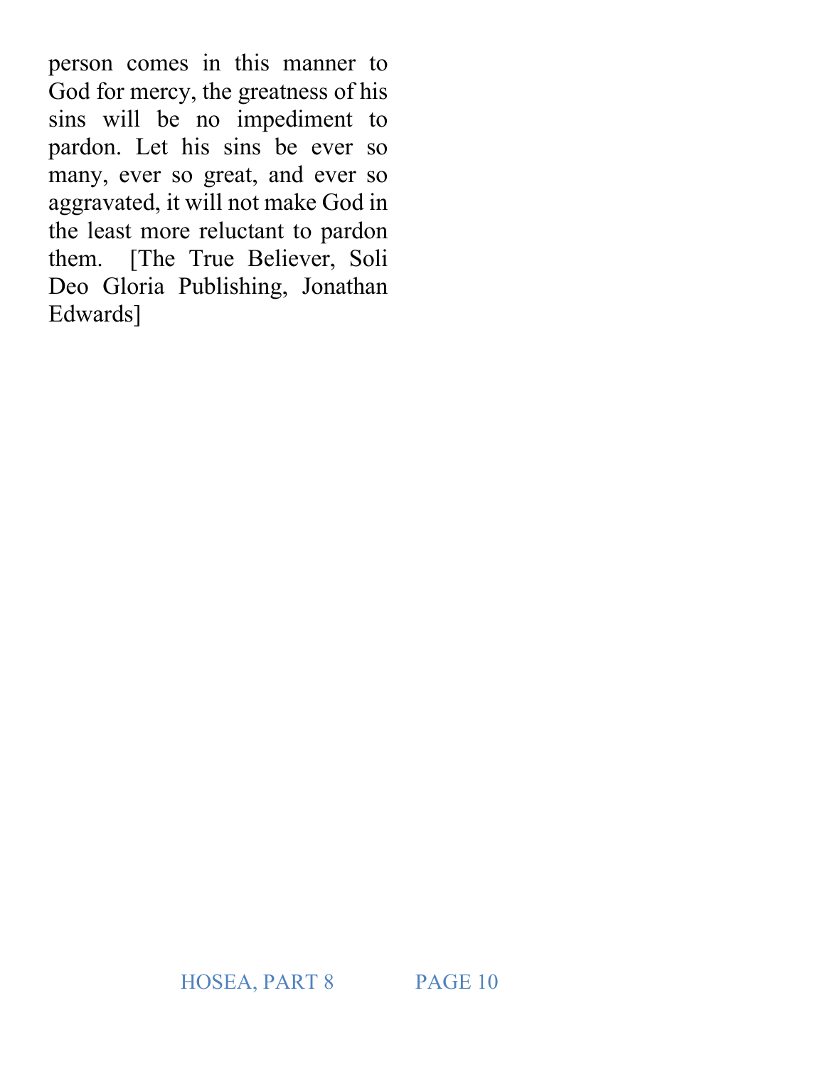person comes in this manner to God for mercy, the greatness of his sins will be no impediment to pardon. Let his sins be ever so many, ever so great, and ever so aggravated, it will not make God in the least more reluctant to pardon them. [The True Believer, Soli Deo Gloria Publishing, Jonathan Edwards]